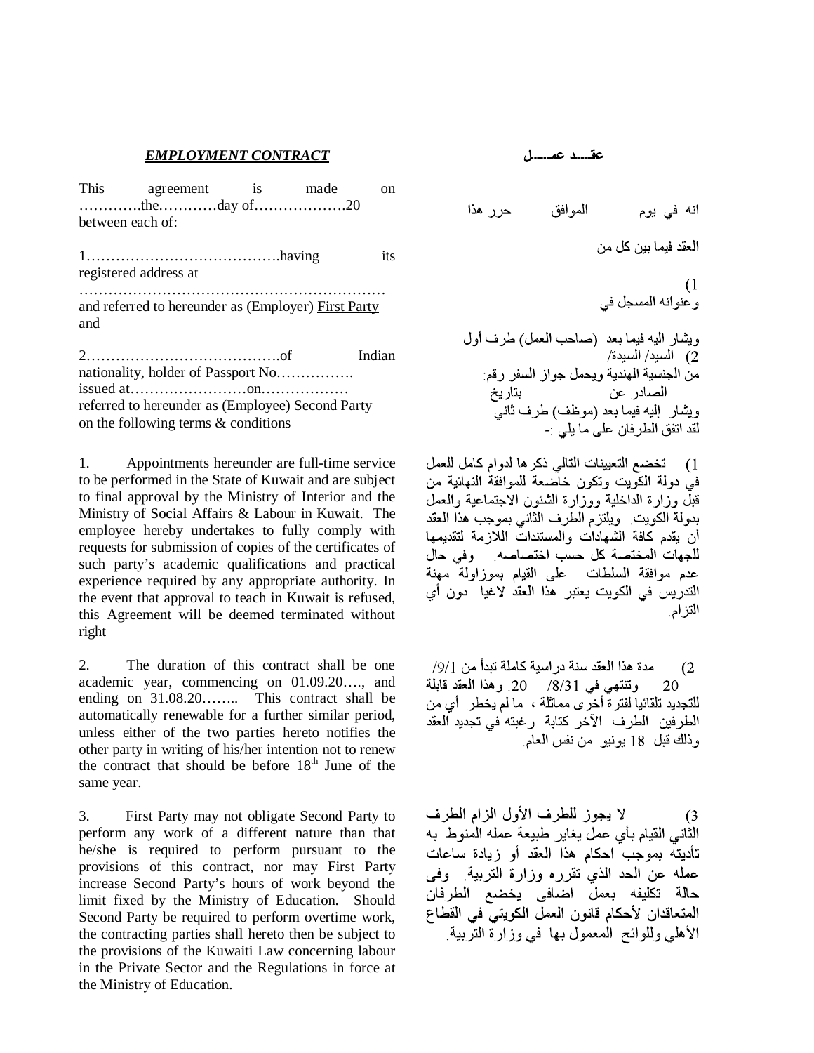## *EMPLOYMENT CONTRACT*

This agreement is made on …………the…………day of……………….20 between each of:

1………………………………….having its registered address at ………………………………………………………. and referred to hereunder as (Employer) First Party and

2………………………………….of Indian nationality, holder of Passport No……………. issued at……………………on……………… referred to hereunder as (Employee) Second Party on the following terms & conditions

1. Appointments hereunder are full-time service to be performed in the State of Kuwait and are subject to final approval by the Ministry of Interior and the Ministry of Social Affairs & Labour in Kuwait. The employee hereby undertakes to fully comply with requests for submission of copies of the certificates of such party's academic qualifications and practical experience required by any appropriate authority. In the event that approval to teach in Kuwait is refused, this Agreement will be deemed terminated without right

2. The duration of this contract shall be one academic year, commencing on 01.09.20…., and ending on 31.08.20…….. This contract shall be automatically renewable for a further similar period, unless either of the two parties hereto notifies the other party in writing of his/her intention not to renew the contract that should be before 18th June of the same year.

3. First Party may not obligate Second Party to perform any work of a different nature than that he/she is required to perform pursuant to the provisions of this contract, nor may First Party increase Second Party's hours of work beyond the limit fixed by the Ministry of Education. Should Second Party be required to perform overtime work, the contracting parties shall hereto then be subject to the provisions of the Kuwaiti Law concerning labour in the Private Sector and the Regulations in force at the Ministry of Education.

## عقـــد عمـــل

انه في يوم الموافق حرر هذا العقد فيما بين كل من

1) وعنوانه المسجل في

ويشار اليه فيما بعد (صاحب العمل) طرف أول
2) السيد/ السيدة/
من الجنسية الهندية ويحمل جواز السفر رقم:
الصادر عن بتاريخ
ويشار إليه فيما بعد (موظف) طرف ثاني
لقد اتفق الطرفان على ما يلي :-

1) تخضع التعيينات التالي ذكرها لدوام كامل للعمل في دولة الكويت وتكون خاضعة للموافقة النهائية من قبل وزارة الداخلية ووزارة الشئون الاجتماعية والعمل بدولة الكويت. ويلتزم الطرف الثاني بموجب هذا العقد أن يقدم كافة الشهادات والمستندات اللازمة لتقديمها للجهات المختصة كل حسب اختصاصه. وفي حال عدم موافقة السلطات على القيام بموزاولة مهنة التدريس في الكويت يعتبر هذا العقد لاغيا دون أي التزام.

2) مدة هذا العقد سنة دراسية كاملة تبدأ من 9/1/ 20 وتنتهي في 8/31/ 20. وهذا العقد قابلة للتجديد تلقائيا لفترة أخرى مماثلة ، ما لم يخطر أي من الطرفين الطرف الآخر كتابة رغبته في تجديد العقد وذلك قبل 18 يونيو من نفس العام.

3) لا يجوز للطرف الأول الزام الطرف الثاني القيام بأي عمل يغاير طبيعة عمله المنوط به تأديته بموجب احكام هذا العقد أو زيادة ساعات عمله عن الحد الذي تقرره وزارة التربية. وفى حالة تكليفه بعمل اضافى يخضع الطرفان المتعاقدان لأحكام قانون العمل الكويتي في القطاع الأهلي وللوائح المعمول بها في وزارة التربية.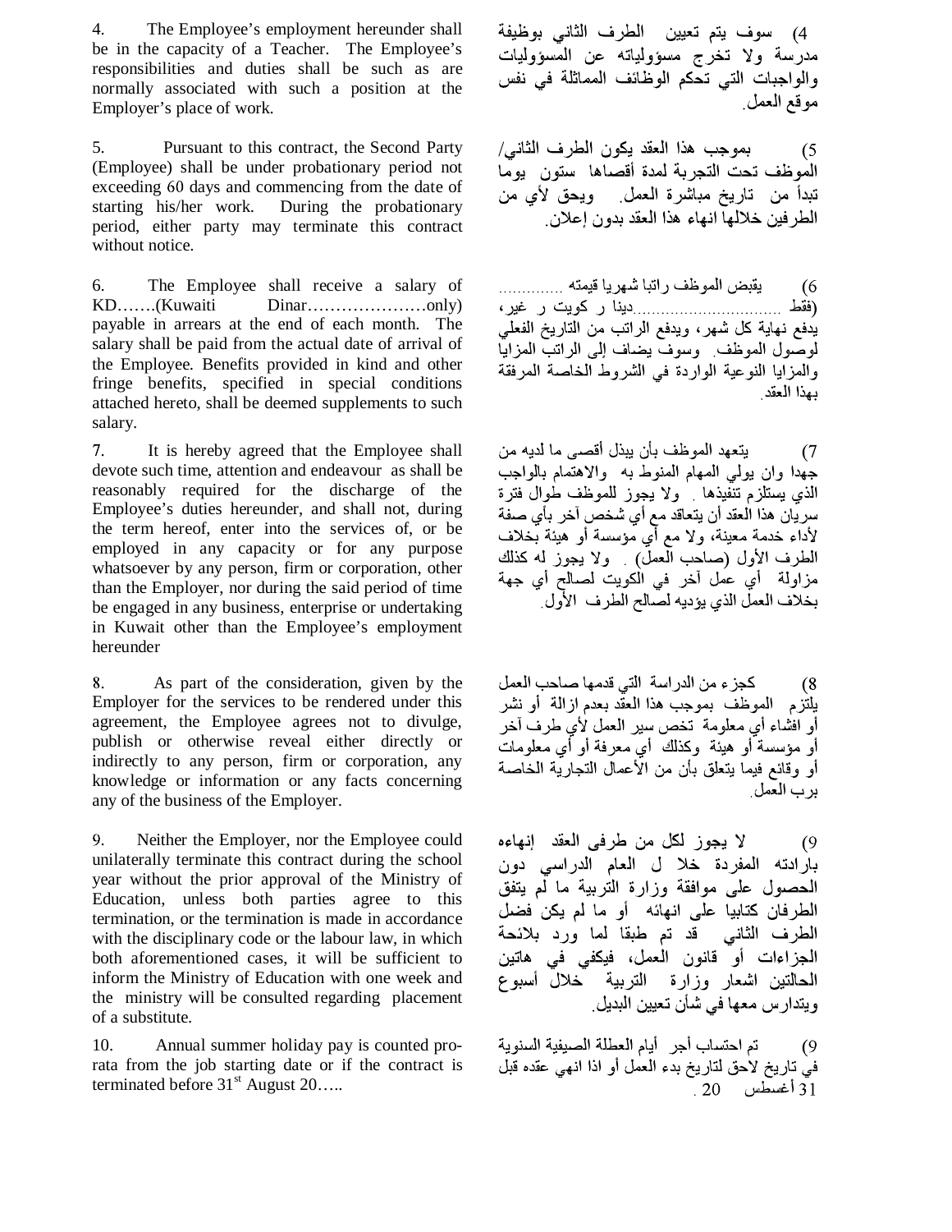4. The Employee's employment hereunder shall be in the capacity of a Teacher. The Employee's responsibilities and duties shall be such as are normally associated with such a position at the Employer's place of work.

4) سوف يتم تعيين الطرف الثاني بوظيفة مدرسة ولا تخرج مسؤولياته عن المسؤوليات والواجبات التي تحكم الوظائف المماثلة في نفس موقع العمل.

5. Pursuant to this contract, the Second Party (Employee) shall be under probationary period not exceeding 60 days and commencing from the date of starting his/her work. During the probationary period, either party may terminate this contract without notice.

5) بموجب هذا العقد يكون الطرف الثاني/ الموظف تحت التجربة لمدة أقصاها ستون يوما تبدأ من تاريخ مباشرة العمل. ويحق لأي من الطرفين خلالها انهاء هذا العقد بدون إعلان.

6. The Employee shall receive a salary of KD…….(Kuwaiti Dinar…………………only) payable in arrears at the end of each month. The salary shall be paid from the actual date of arrival of the Employee. Benefits provided in kind and other fringe benefits, specified in special conditions attached hereto, shall be deemed supplements to such salary.

6) يقبض الموظف راتبا شهريا قيمته ………….. (فقط ……………………………دينارا ر كويت ر غير، يدفع نهاية كل شهر، ويدفع الراتب من التاريخ الفعلي لوصول الموظف. وسوف يضاف إلى الراتب المزايا والمزايا النوعية الواردة في الشروط الخاصة المرفقة بهذا العقد.

7. It is hereby agreed that the Employee shall devote such time, attention and endeavour as shall be reasonably required for the discharge of the Employee's duties hereunder, and shall not, during the term hereof, enter into the services of, or be employed in any capacity or for any purpose whatsoever by any person, firm or corporation, other than the Employer, nor during the said period of time be engaged in any business, enterprise or undertaking in Kuwait other than the Employee's employment hereunder

7) يتعهد الموظف بأن يبذل أقصى ما لديه من جهدا وان يولي المهام المنوط به والاهتمام بالواجب الذي يستلزم تنفيذها . ولا يجوز للموظف طوال فترة سريان هذا العقد أن يتعاقد مع أي شخص آخر بأي صفة لأداء خدمة معينة، ولا مع أي مؤسسة أو هيئة بخلاف الطرف الأول (صاحب العمل) . ولا يجوز له كذلك مزاولة أي عمل آخر في الكويت لصالح أي جهة بخلاف العمل الذي يؤديه لصالح الطرف الأول.

8. As part of the consideration, given by the Employer for the services to be rendered under this agreement, the Employee agrees not to divulge, publish or otherwise reveal either directly or indirectly to any person, firm or corporation, any knowledge or information or any facts concerning any of the business of the Employer.

8) كجزء من الدراسة التي قدمها صاحب العمل يلتزم الموظف بموجب هذا العقد بعدم ازالة أو نشر أو افشاء أي معلومة تخص سير العمل لأي طرف آخر أو مؤسسة أو هيئة وكذلك أي معرفة أو أي معلومات أو وقائع فيما يتعلق بأن من الأعمال التجارية الخاصة برب العمل.

9. Neither the Employer, nor the Employee could unilaterally terminate this contract during the school year without the prior approval of the Ministry of Education, unless both parties agree to this termination, or the termination is made in accordance with the disciplinary code or the labour law, in which both aforementioned cases, it will be sufficient to inform the Ministry of Education with one week and the ministry will be consulted regarding placement of a substitute.

9) لا يجوز لكل من طرفى العقد إنهاءه بارادته المفردة خلا ل العام الدراسي دون الحصول على موافقة وزارة التربية ما لم يتفق الطرفان كتابيا على انهائه أو ما لم يكن فضل الطرف الثاني قد تم طبقا لما ورد بلائحة الجزاءات أو قانون العمل، فيكفي في هاتين الحالتين اشعار وزارة التربية خلال أسبوع ويتدارس معها في شأن تعيين البديل.

10. Annual summer holiday pay is counted pro-rata from the job starting date or if the contract is terminated before 31st August 20…..

9) تم احتساب أجر أيام العطلة الصيفية السنوية في تاريخ لاحق لتاريخ بدء العمل أو اذا انهي عقده قبل 31 أغسطس 20 .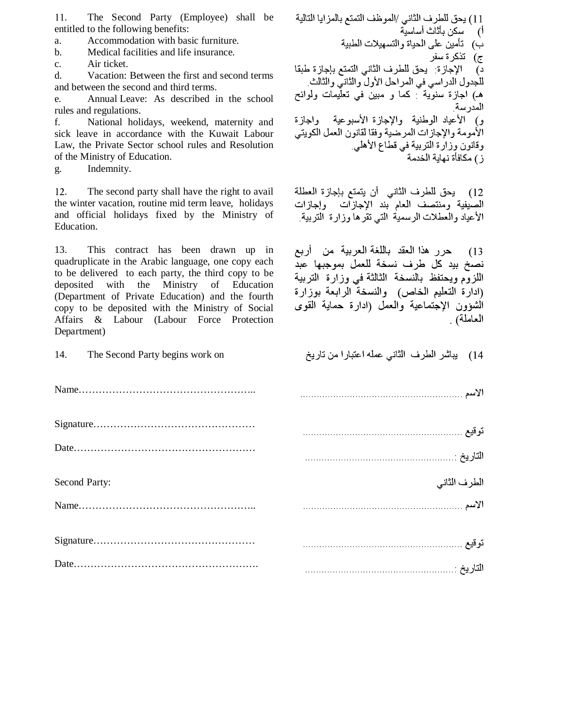11. The Second Party (Employee) shall be entitled to the following benefits:

a. Accommodation with basic furniture.

b. Medical facilities and life insurance.

c. Air ticket.

d. Vacation: Between the first and second terms and between the second and third terms.

e. Annual Leave: As described in the school rules and regulations.

f. National holidays, weekend, maternity and sick leave in accordance with the Kuwait Labour Law, the Private Sector school rules and Resolution of the Ministry of Education.

g. Indemnity.

11) يحق للطرف الثاني /الموظف التمتع بالمزايا التالية

أ) سكن بأثاث أساسية

ب) تأمين على الحياة والتسهيلات الطبية

ج) تذكرة سفر

د) الإجازة: يحق للطرف الثاني التمتع بإجازة طبقا للجدول الدراسي في المراحل الأول والثاني والثالث.

هـ) اجازة سنوية : كما و مبين في تعليمات ولوائح المدرسة.

و) الأعياد الوطنية والإجازة الأسبوعية واجازة الأمومة والإجازات المرضية وفقا لقانون العمل الكويتي وقانون وزارة التربية في قطاع الأهلي.

ز) مكافأة نهاية الخدمة

12. The second party shall have the right to avail the winter vacation, routine mid term leave, holidays and official holidays fixed by the Ministry of Education.

12) يحق للطرف الثاني أن يتمتع بإجازة العطلة الصيفية ومنتصف العام بند الإجازات وإجازات الأعياد والعطلات الرسمية التي تقرها وزارة التربية.

13. This contract has been drawn up in quadruplicate in the Arabic language, one copy each to be delivered to each party, the third copy to be deposited with the Ministry of Education (Department of Private Education) and the fourth copy to be deposited with the Ministry of Social Affairs & Labour (Labour Force Protection Department)

13) حرر هذا العقد باللغة العربية من أربع نصخ بيد كل طرف نسخة للعمل بموجبها عبد اللزوم ويحتفظ بالنسخة الثالثة في وزارة التربية (ادارة التعليم الخاص) والنسخة الرابعة بوزارة الشئون الإجتماعية والعمل (ادارة حماية القوى العاملة) .

14. The Second Party begins work on

14) يباشر الطرف الثاني عمله اعتبارا من تاريخ

Name……………………………………………..

الاسم ……………………………………………………

Signature…………………………………………

توقيع ……………………………………………………

Date………………………………………………

التاريخ :………………………………………………

Second Party:

الطرف الثاني

Name……………………………………………..

الاسم ……………………………………………………

Signature…………………………………………

توقيع ……………………………………………………

Date……………………………………………….

التاريخ :………………………………………………